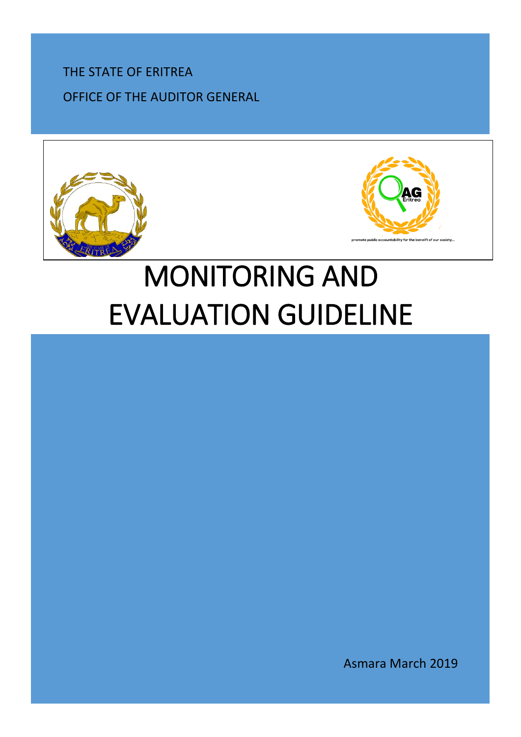THE STATE OF ERITREA

OFFICE OF THE AUDITOR GENERAL

# MONITORING AND EVALUATION GUIDELINE

Asmara March 2019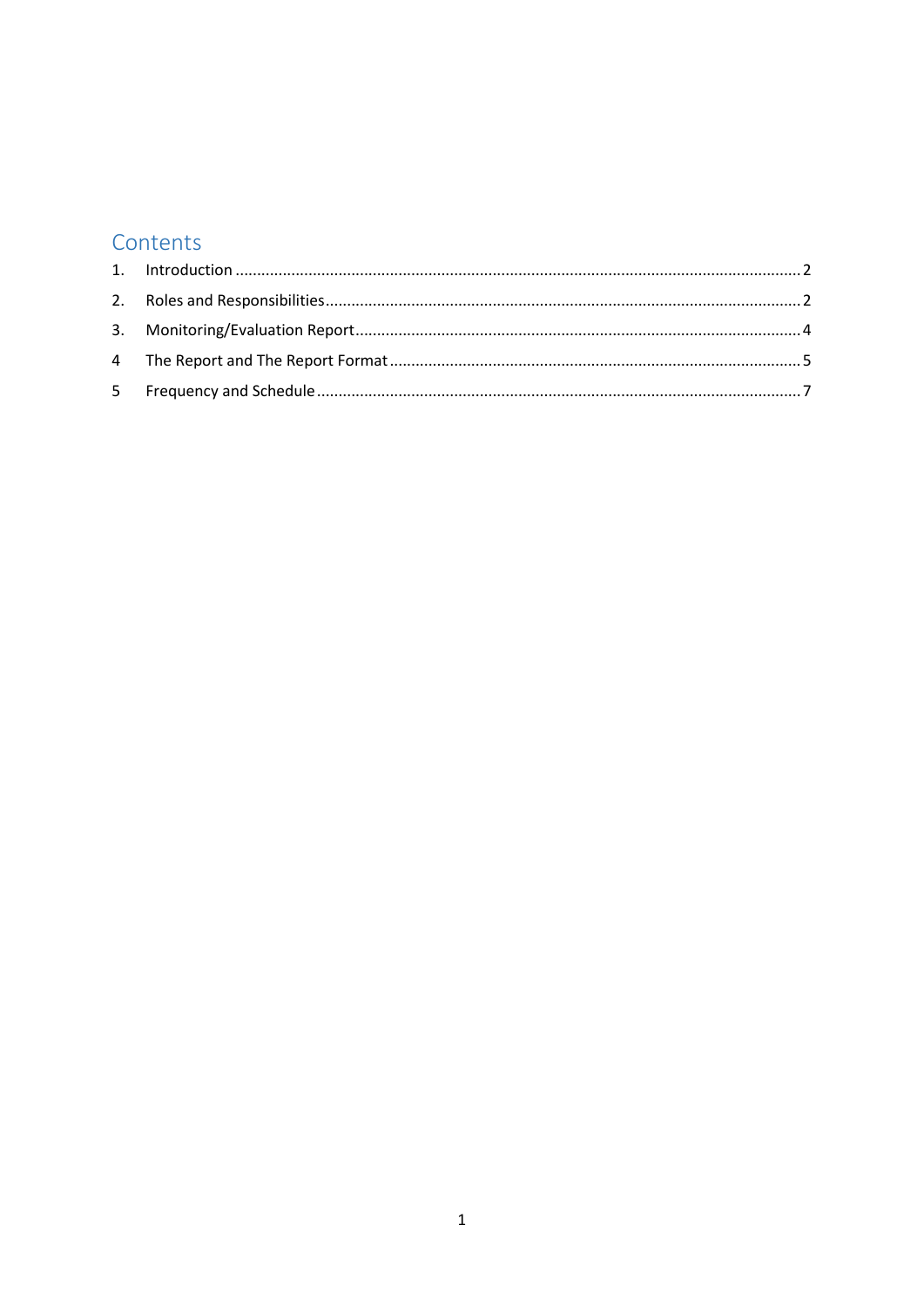# Contents

1. Introduction ........................................................................................................................... 2
2. Roles and Responsibilities ..................................................................................................... 2
3. Monitoring/Evaluation Report ............................................................................................... 4
4 The Report and The Report Format ....................................................................................... 5
5 Frequency and Schedule ......................................................................................................... 7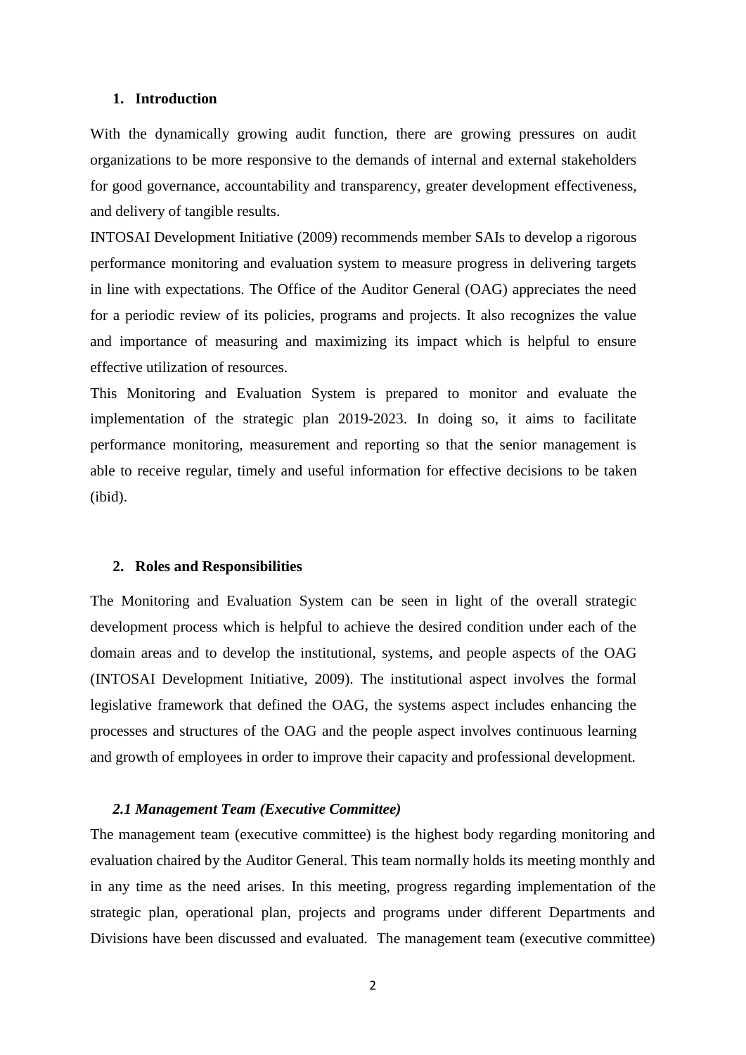## 1. Introduction

With the dynamically growing audit function, there are growing pressures on audit organizations to be more responsive to the demands of internal and external stakeholders for good governance, accountability and transparency, greater development effectiveness, and delivery of tangible results.

INTOSAI Development Initiative (2009) recommends member SAIs to develop a rigorous performance monitoring and evaluation system to measure progress in delivering targets in line with expectations. The Office of the Auditor General (OAG) appreciates the need for a periodic review of its policies, programs and projects. It also recognizes the value and importance of measuring and maximizing its impact which is helpful to ensure effective utilization of resources.

This Monitoring and Evaluation System is prepared to monitor and evaluate the implementation of the strategic plan 2019-2023. In doing so, it aims to facilitate performance monitoring, measurement and reporting so that the senior management is able to receive regular, timely and useful information for effective decisions to be taken (ibid).

## 2. Roles and Responsibilities

The Monitoring and Evaluation System can be seen in light of the overall strategic development process which is helpful to achieve the desired condition under each of the domain areas and to develop the institutional, systems, and people aspects of the OAG (INTOSAI Development Initiative, 2009). The institutional aspect involves the formal legislative framework that defined the OAG, the systems aspect includes enhancing the processes and structures of the OAG and the people aspect involves continuous learning and growth of employees in order to improve their capacity and professional development.

### *2.1 Management Team (Executive Committee)*

The management team (executive committee) is the highest body regarding monitoring and evaluation chaired by the Auditor General. This team normally holds its meeting monthly and in any time as the need arises. In this meeting, progress regarding implementation of the strategic plan, operational plan, projects and programs under different Departments and Divisions have been discussed and evaluated. The management team (executive committee)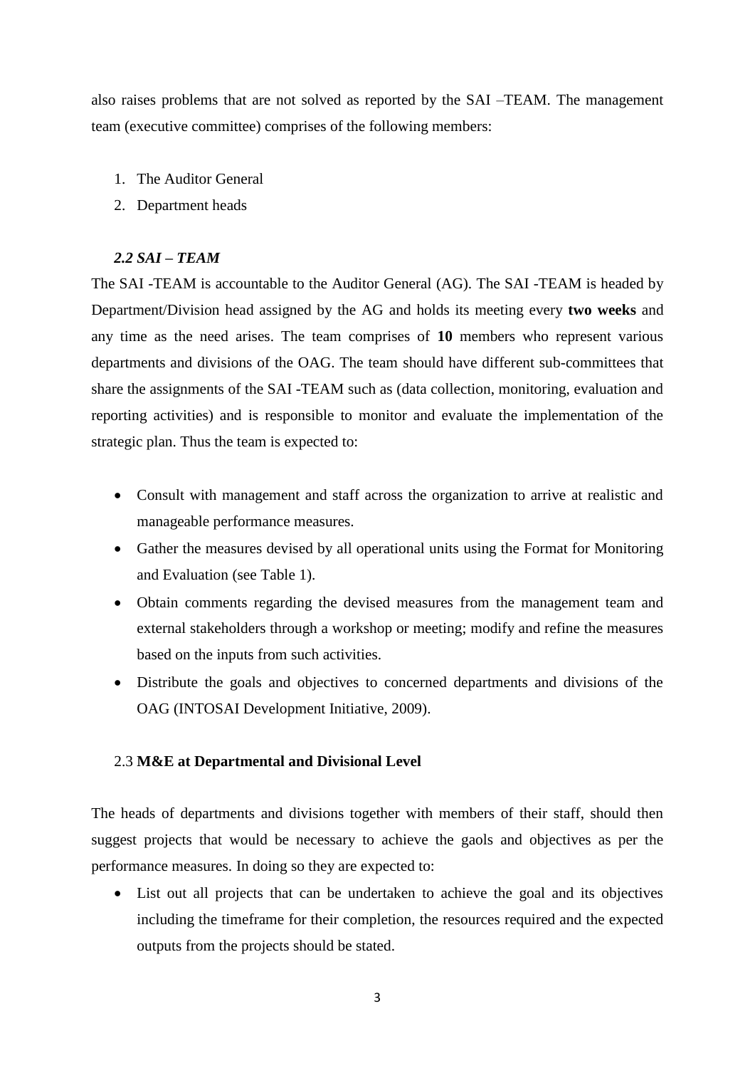also raises problems that are not solved as reported by the SAI –TEAM. The management team (executive committee) comprises of the following members:

1. The Auditor General
2. Department heads

### *2.2 SAI – TEAM*

The SAI -TEAM is accountable to the Auditor General (AG). The SAI -TEAM is headed by Department/Division head assigned by the AG and holds its meeting every **two weeks** and any time as the need arises. The team comprises of **10** members who represent various departments and divisions of the OAG. The team should have different sub-committees that share the assignments of the SAI -TEAM such as (data collection, monitoring, evaluation and reporting activities) and is responsible to monitor and evaluate the implementation of the strategic plan. Thus the team is expected to:

- Consult with management and staff across the organization to arrive at realistic and manageable performance measures.
- Gather the measures devised by all operational units using the Format for Monitoring and Evaluation (see Table 1).
- Obtain comments regarding the devised measures from the management team and external stakeholders through a workshop or meeting; modify and refine the measures based on the inputs from such activities.
- Distribute the goals and objectives to concerned departments and divisions of the OAG (INTOSAI Development Initiative, 2009).

### 2.3 **M&E at Departmental and Divisional Level**

The heads of departments and divisions together with members of their staff, should then suggest projects that would be necessary to achieve the gaols and objectives as per the performance measures. In doing so they are expected to:

- List out all projects that can be undertaken to achieve the goal and its objectives including the timeframe for their completion, the resources required and the expected outputs from the projects should be stated.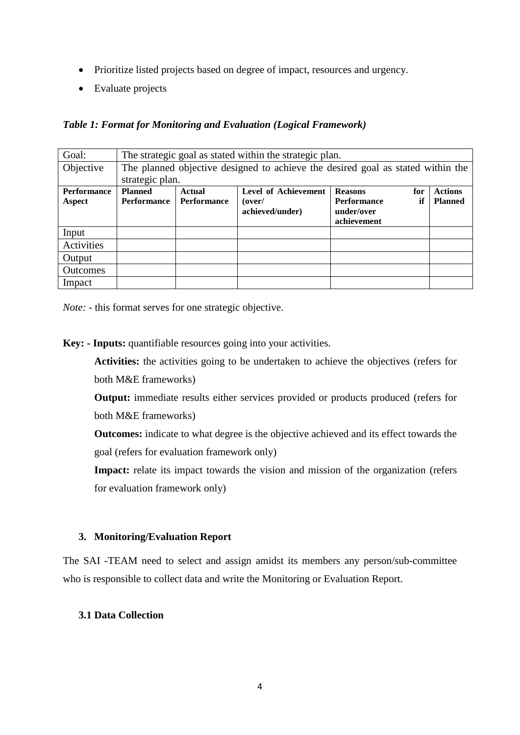- Prioritize listed projects based on degree of impact, resources and urgency.
- Evaluate projects

***Table 1: Format for Monitoring and Evaluation (Logical Framework)***

| Goal: | The strategic goal as stated within the strategic plan. | | | | |
|---|---|---|---|---|---|
| Objective | The planned objective designed to achieve the desired goal as stated within the strategic plan. | | | | |
| **Performance Aspect** | **Planned Performance** | **Actual Performance** | **Level of Achievement (over/ achieved/under)** | **Reasons for Performance if under/over achievement** | **Actions Planned** |
| Input | | | | | |
| Activities | | | | | |
| Output | | | | | |
| Outcomes | | | | | |
| Impact | | | | | |

*Note:* - this format serves for one strategic objective.

**Key: - Inputs:** quantifiable resources going into your activities.

**Activities:** the activities going to be undertaken to achieve the objectives (refers for both M&E frameworks)

**Output:** immediate results either services provided or products produced (refers for both M&E frameworks)

**Outcomes:** indicate to what degree is the objective achieved and its effect towards the goal (refers for evaluation framework only)

**Impact:** relate its impact towards the vision and mission of the organization (refers for evaluation framework only)

### 3. Monitoring/Evaluation Report

The SAI -TEAM need to select and assign amidst its members any person/sub-committee who is responsible to collect data and write the Monitoring or Evaluation Report.

#### 3.1 Data Collection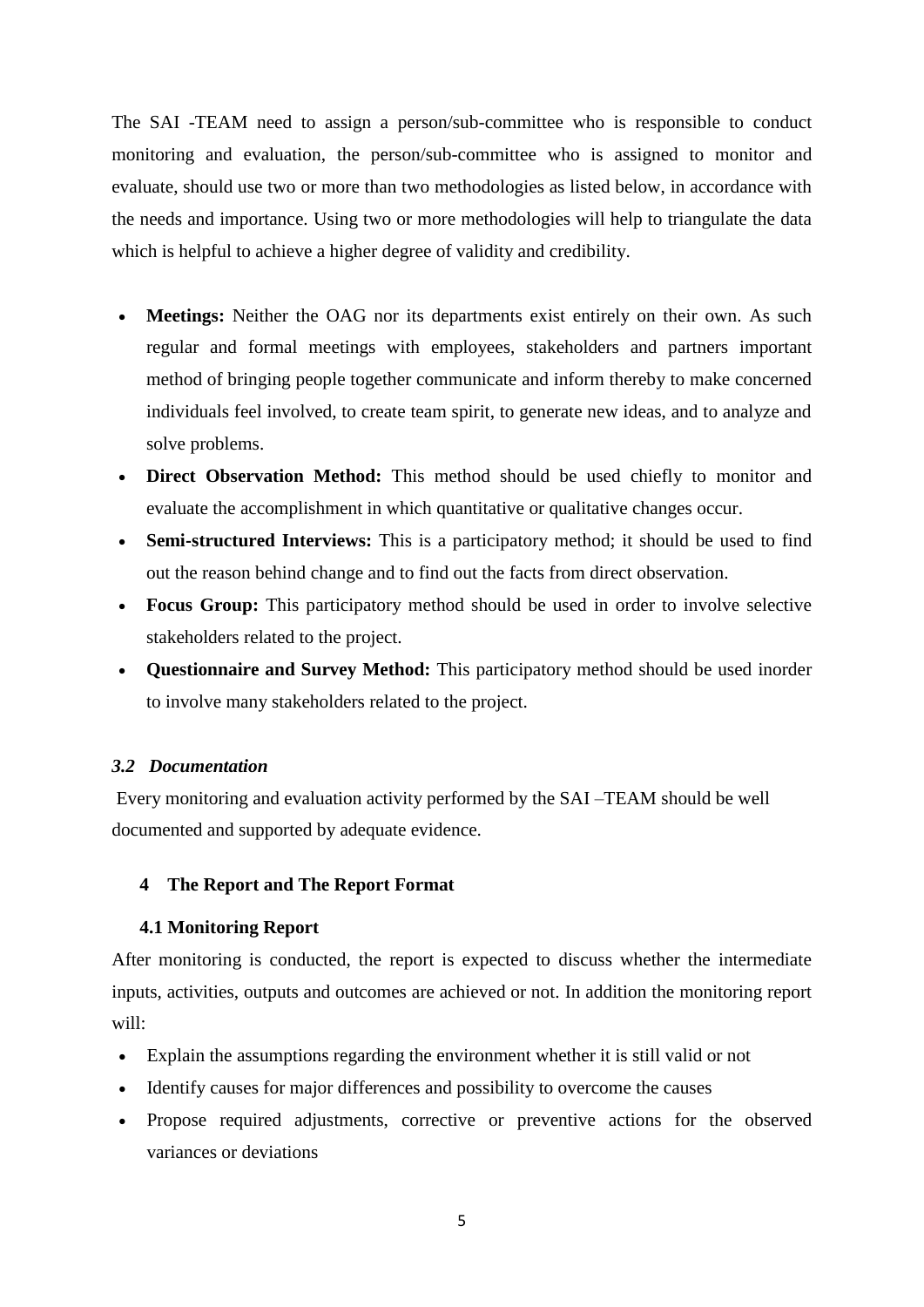The SAI -TEAM need to assign a person/sub-committee who is responsible to conduct monitoring and evaluation, the person/sub-committee who is assigned to monitor and evaluate, should use two or more than two methodologies as listed below, in accordance with the needs and importance. Using two or more methodologies will help to triangulate the data which is helpful to achieve a higher degree of validity and credibility.

- **Meetings:** Neither the OAG nor its departments exist entirely on their own. As such regular and formal meetings with employees, stakeholders and partners important method of bringing people together communicate and inform thereby to make concerned individuals feel involved, to create team spirit, to generate new ideas, and to analyze and solve problems.
- **Direct Observation Method:** This method should be used chiefly to monitor and evaluate the accomplishment in which quantitative or qualitative changes occur.
- **Semi-structured Interviews:** This is a participatory method; it should be used to find out the reason behind change and to find out the facts from direct observation.
- **Focus Group:** This participatory method should be used in order to involve selective stakeholders related to the project.
- **Questionnaire and Survey Method:** This participatory method should be used inorder to involve many stakeholders related to the project.

### *3.2 Documentation*

Every monitoring and evaluation activity performed by the SAI –TEAM should be well documented and supported by adequate evidence.

## 4 The Report and The Report Format

### 4.1 Monitoring Report

After monitoring is conducted, the report is expected to discuss whether the intermediate inputs, activities, outputs and outcomes are achieved or not. In addition the monitoring report will:

- Explain the assumptions regarding the environment whether it is still valid or not
- Identify causes for major differences and possibility to overcome the causes
- Propose required adjustments, corrective or preventive actions for the observed variances or deviations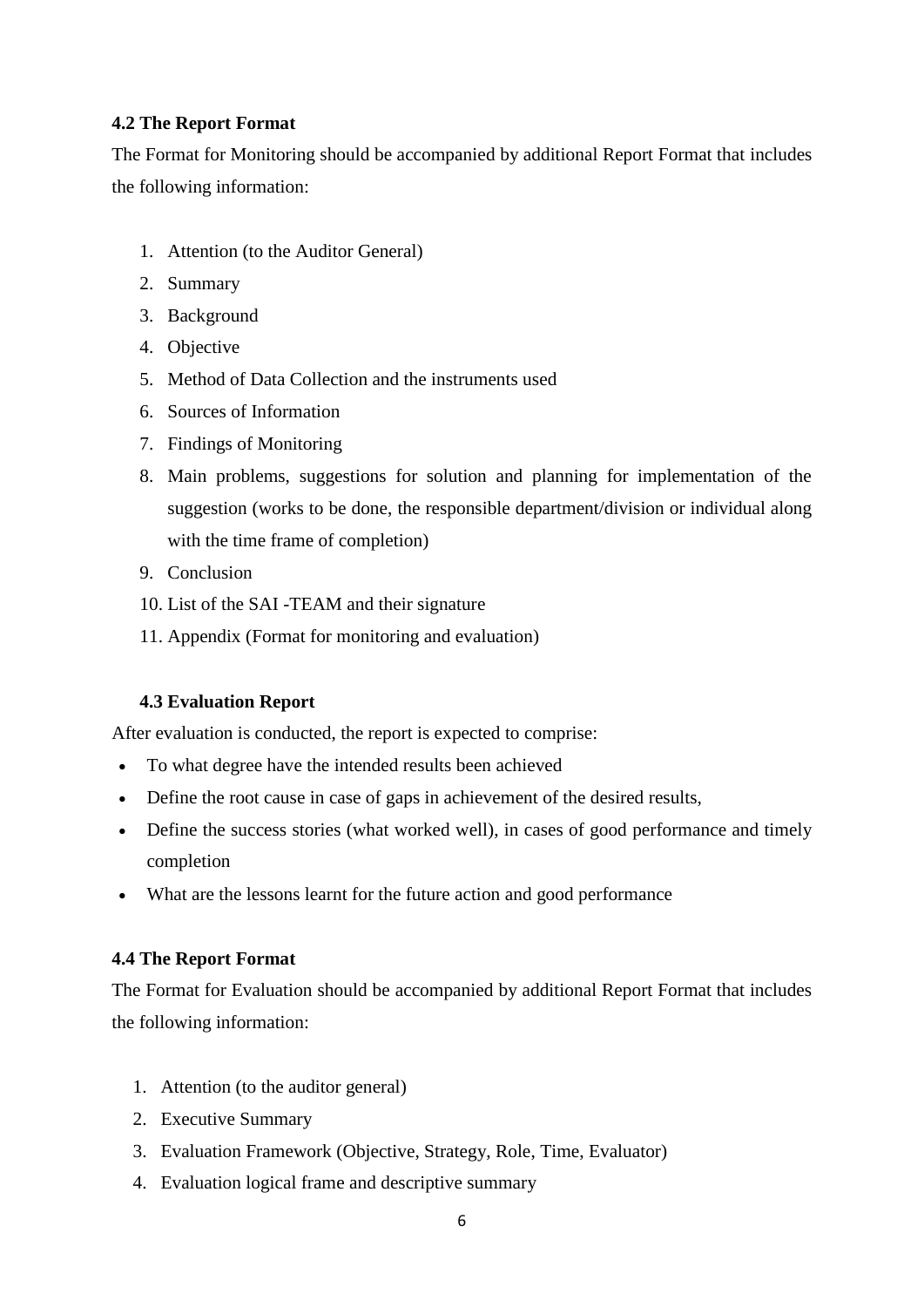### 4.2 The Report Format

The Format for Monitoring should be accompanied by additional Report Format that includes the following information:

1. Attention (to the Auditor General)
2. Summary
3. Background
4. Objective
5. Method of Data Collection and the instruments used
6. Sources of Information
7. Findings of Monitoring
8. Main problems, suggestions for solution and planning for implementation of the suggestion (works to be done, the responsible department/division or individual along with the time frame of completion)
9. Conclusion
10. List of the SAI -TEAM and their signature
11. Appendix (Format for monitoring and evaluation)

### 4.3 Evaluation Report

After evaluation is conducted, the report is expected to comprise:

- To what degree have the intended results been achieved
- Define the root cause in case of gaps in achievement of the desired results,
- Define the success stories (what worked well), in cases of good performance and timely completion
- What are the lessons learnt for the future action and good performance

### 4.4 The Report Format

The Format for Evaluation should be accompanied by additional Report Format that includes the following information:

1. Attention (to the auditor general)
2. Executive Summary
3. Evaluation Framework (Objective, Strategy, Role, Time, Evaluator)
4. Evaluation logical frame and descriptive summary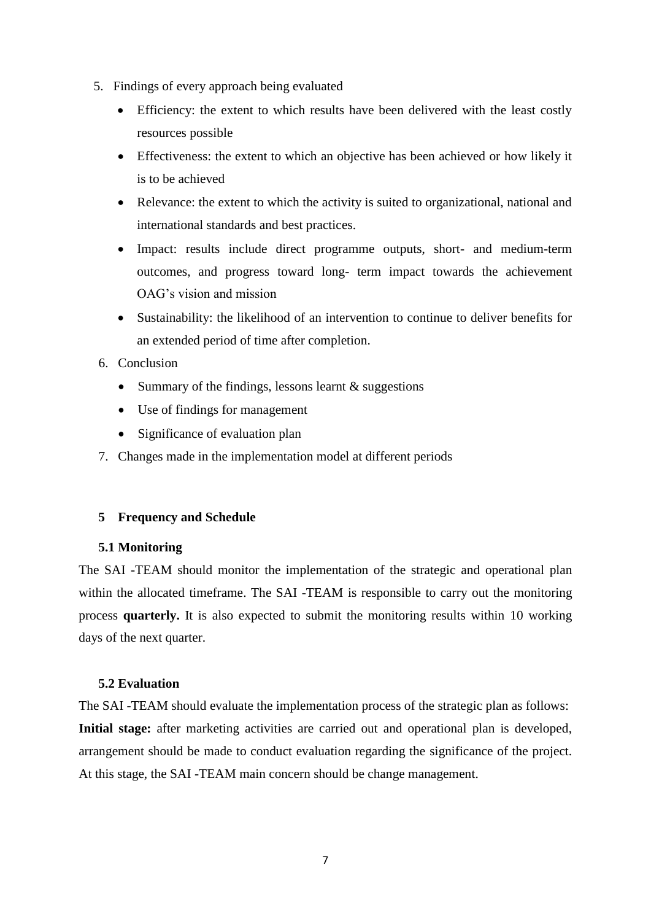5. Findings of every approach being evaluated
    - Efficiency: the extent to which results have been delivered with the least costly resources possible
    - Effectiveness: the extent to which an objective has been achieved or how likely it is to be achieved
    - Relevance: the extent to which the activity is suited to organizational, national and international standards and best practices.
    - Impact: results include direct programme outputs, short- and medium-term outcomes, and progress toward long- term impact towards the achievement OAG's vision and mission
    - Sustainability: the likelihood of an intervention to continue to deliver benefits for an extended period of time after completion.
6. Conclusion
    - Summary of the findings, lessons learnt & suggestions
    - Use of findings for management
    - Significance of evaluation plan
7. Changes made in the implementation model at different periods

## 5 Frequency and Schedule

### 5.1 Monitoring

The SAI -TEAM should monitor the implementation of the strategic and operational plan within the allocated timeframe. The SAI -TEAM is responsible to carry out the monitoring process **quarterly.** It is also expected to submit the monitoring results within 10 working days of the next quarter.

### 5.2 Evaluation

The SAI -TEAM should evaluate the implementation process of the strategic plan as follows:

**Initial stage:** after marketing activities are carried out and operational plan is developed, arrangement should be made to conduct evaluation regarding the significance of the project. At this stage, the SAI -TEAM main concern should be change management.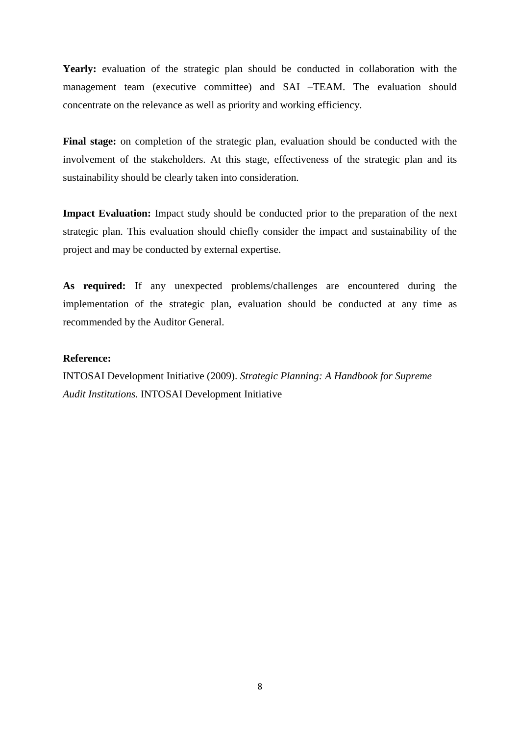**Yearly:** evaluation of the strategic plan should be conducted in collaboration with the management team (executive committee) and SAI –TEAM. The evaluation should concentrate on the relevance as well as priority and working efficiency.

**Final stage:** on completion of the strategic plan, evaluation should be conducted with the involvement of the stakeholders. At this stage, effectiveness of the strategic plan and its sustainability should be clearly taken into consideration.

**Impact Evaluation:** Impact study should be conducted prior to the preparation of the next strategic plan. This evaluation should chiefly consider the impact and sustainability of the project and may be conducted by external expertise.

**As required:** If any unexpected problems/challenges are encountered during the implementation of the strategic plan, evaluation should be conducted at any time as recommended by the Auditor General.

**Reference:**

INTOSAI Development Initiative (2009). *Strategic Planning: A Handbook for Supreme Audit Institutions.* INTOSAI Development Initiative